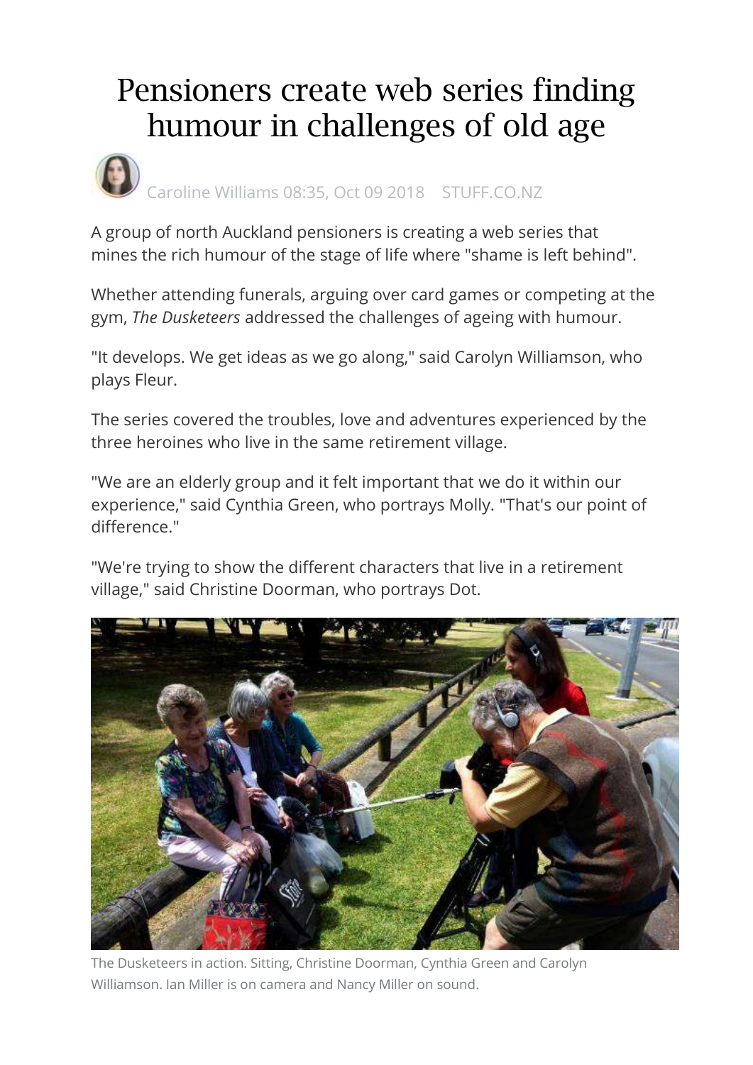# Pensioners create web series finding humour in challenges of old age

Caroline Williams 08:35, Oct 09 2018 STUFF.CO.NZ

A group of north Auckland pensioners is creating a web series that mines the rich humour of the stage of life where "shame is left behind".

Whether attending funerals, arguing over card games or competing at the gym, *The Dusketeers* addressed the challenges of ageing with humour.

"It develops. We get ideas as we go along," said Carolyn Williamson, who plays Fleur.

The series covered the troubles, love and adventures experienced by the three heroines who live in the same retirement village.

"We are an elderly group and it felt important that we do it within our experience," said Cynthia Green, who portrays Molly. "That's our point of difference."

"We're trying to show the different characters that live in a retirement village," said Christine Doorman, who portrays Dot.

The Dusketeers in action. Sitting, Christine Doorman, Cynthia Green and Carolyn Williamson. Ian Miller is on camera and Nancy Miller on sound.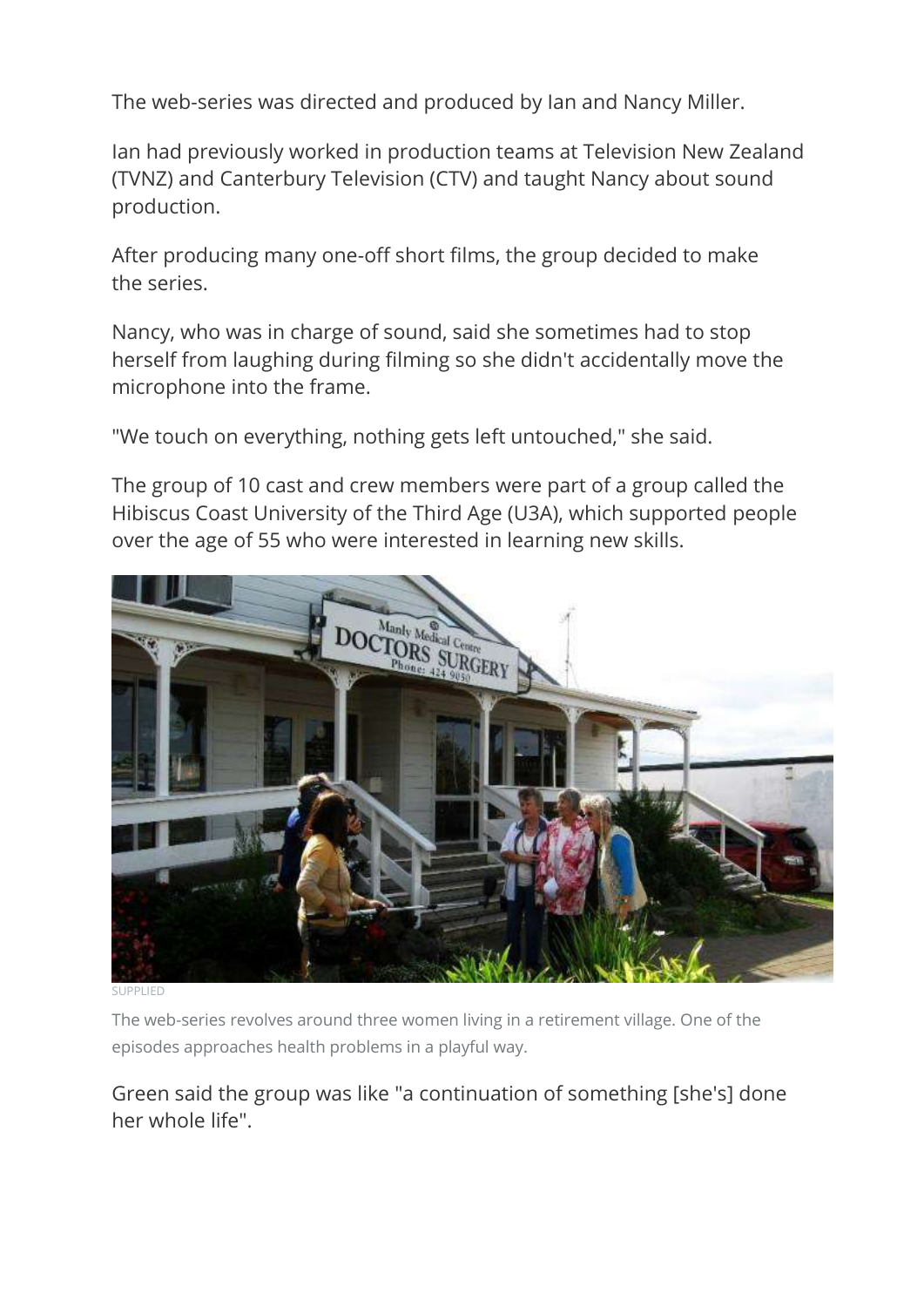The web-series was directed and produced by Ian and Nancy Miller.

Ian had previously worked in production teams at Television New Zealand (TVNZ) and Canterbury Television (CTV) and taught Nancy about sound production.

After producing many one-off short films, the group decided to make the series.

Nancy, who was in charge of sound, said she sometimes had to stop herself from laughing during filming so she didn't accidentally move the microphone into the frame.

"We touch on everything, nothing gets left untouched," she said.

The group of 10 cast and crew members were part of a group called the Hibiscus Coast University of the Third Age (U3A), which supported people over the age of 55 who were interested in learning new skills.

SUPPLIED

The web-series revolves around three women living in a retirement village. One of the episodes approaches health problems in a playful way.

Green said the group was like "a continuation of something [she's] done her whole life".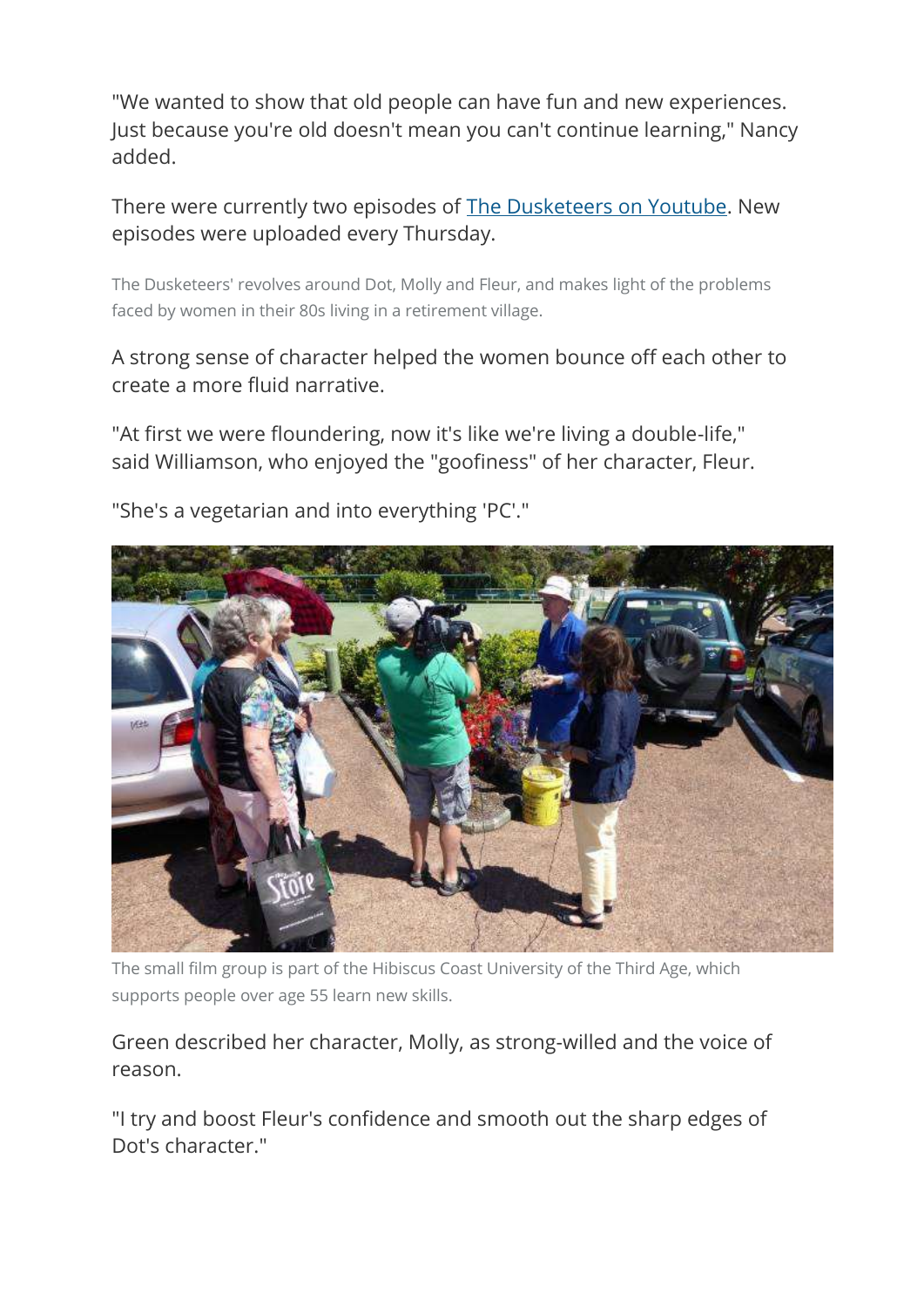"We wanted to show that old people can have fun and new experiences. Just because you're old doesn't mean you can't continue learning," Nancy added.

There were currently two episodes of [The Dusketeers on Youtube](). New episodes were uploaded every Thursday.

The Dusketeers' revolves around Dot, Molly and Fleur, and makes light of the problems faced by women in their 80s living in a retirement village.

A strong sense of character helped the women bounce off each other to create a more fluid narrative.

"At first we were floundering, now it's like we're living a double-life," said Williamson, who enjoyed the "goofiness" of her character, Fleur.

"She's a vegetarian and into everything 'PC'."

The small film group is part of the Hibiscus Coast University of the Third Age, which supports people over age 55 learn new skills.

Green described her character, Molly, as strong-willed and the voice of reason.

"I try and boost Fleur's confidence and smooth out the sharp edges of Dot's character."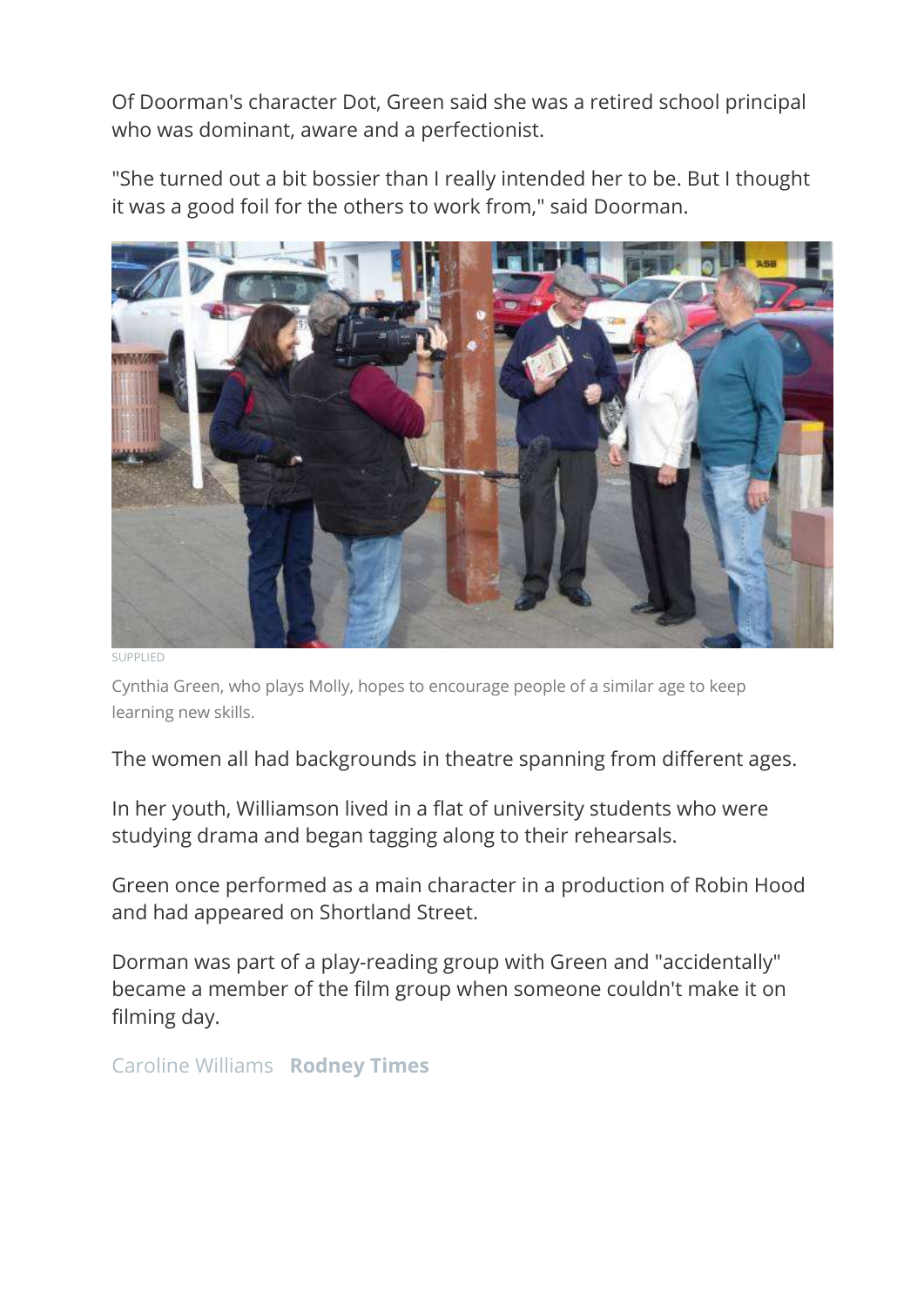Of Doorman's character Dot, Green said she was a retired school principal who was dominant, aware and a perfectionist.

"She turned out a bit bossier than I really intended her to be. But I thought it was a good foil for the others to work from," said Doorman.

SUPPLIED

Cynthia Green, who plays Molly, hopes to encourage people of a similar age to keep learning new skills.

The women all had backgrounds in theatre spanning from different ages.

In her youth, Williamson lived in a flat of university students who were studying drama and began tagging along to their rehearsals.

Green once performed as a main character in a production of Robin Hood and had appeared on Shortland Street.

Dorman was part of a play-reading group with Green and "accidentally" became a member of the film group when someone couldn't make it on filming day.

Caroline Williams **Rodney Times**